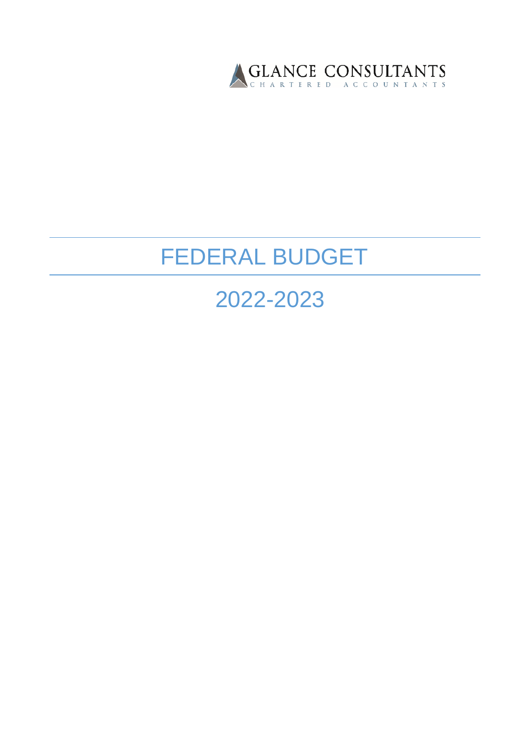GLANCE CONSULTANTS

CHARTERED ACCOUNTANTS

# FEDERAL BUDGET

## 2022-2023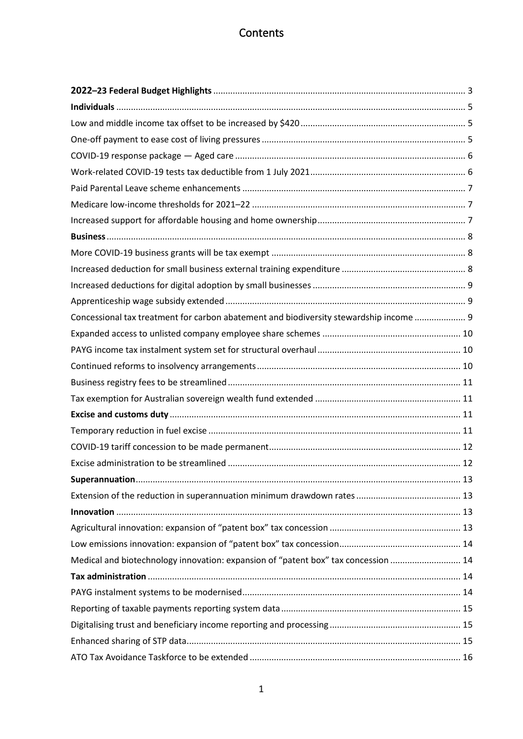# Contents

**2022–23 Federal Budget Highlights** ..... 3

**Individuals** ..... 5

Low and middle income tax offset to be increased by $420 ..... 5

One-off payment to ease cost of living pressures ..... 5

COVID-19 response package — Aged care ..... 6

Work-related COVID-19 tests tax deductible from 1 July 2021 ..... 6

Paid Parental Leave scheme enhancements ..... 7

Medicare low-income thresholds for 2021–22 ..... 7

Increased support for affordable housing and home ownership ..... 7

**Business** ..... 8

More COVID-19 business grants will be tax exempt ..... 8

Increased deduction for small business external training expenditure ..... 8

Increased deductions for digital adoption by small businesses ..... 9

Apprenticeship wage subsidy extended ..... 9

Concessional tax treatment for carbon abatement and biodiversity stewardship income ..... 9

Expanded access to unlisted company employee share schemes ..... 10

PAYG income tax instalment system set for structural overhaul ..... 10

Continued reforms to insolvency arrangements ..... 10

Business registry fees to be streamlined ..... 11

Tax exemption for Australian sovereign wealth fund extended ..... 11

**Excise and customs duty** ..... 11

Temporary reduction in fuel excise ..... 11

COVID-19 tariff concession to be made permanent ..... 12

Excise administration to be streamlined ..... 12

**Superannuation** ..... 13

Extension of the reduction in superannuation minimum drawdown rates ..... 13

**Innovation** ..... 13

Agricultural innovation: expansion of "patent box" tax concession ..... 13

Low emissions innovation: expansion of "patent box" tax concession ..... 14

Medical and biotechnology innovation: expansion of "patent box" tax concession ..... 14

**Tax administration** ..... 14

PAYG instalment systems to be modernised ..... 14

Reporting of taxable payments reporting system data ..... 15

Digitalising trust and beneficiary income reporting and processing ..... 15

Enhanced sharing of STP data ..... 15

ATO Tax Avoidance Taskforce to be extended ..... 16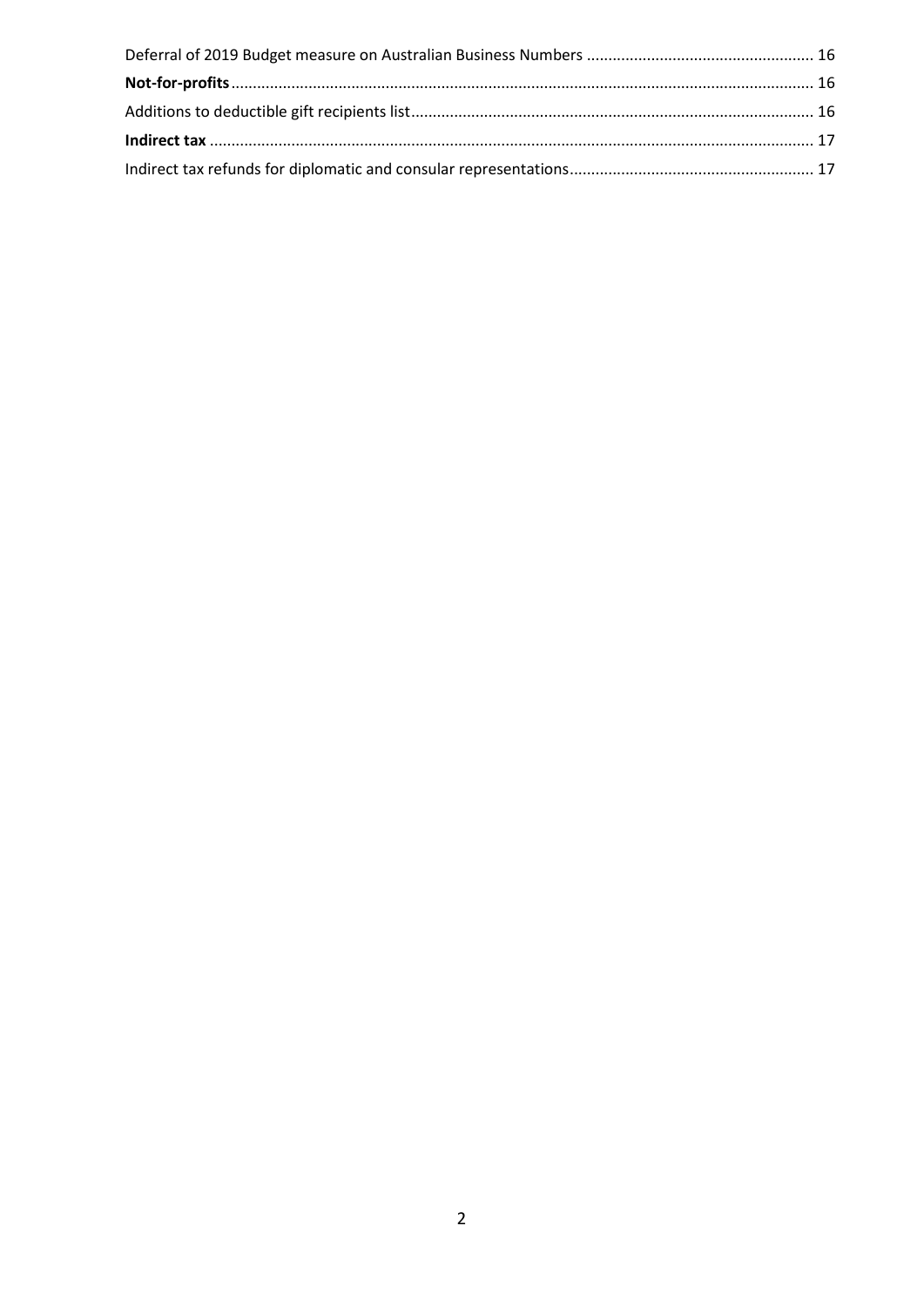Deferral of 2019 Budget measure on Australian Business Numbers ..................................................... 16

**Not-for-profits** ..................................................................................................................................... 16

Additions to deductible gift recipients list ............................................................................................ 16

**Indirect tax** .......................................................................................................................................... 17

Indirect tax refunds for diplomatic and consular representations ........................................................ 17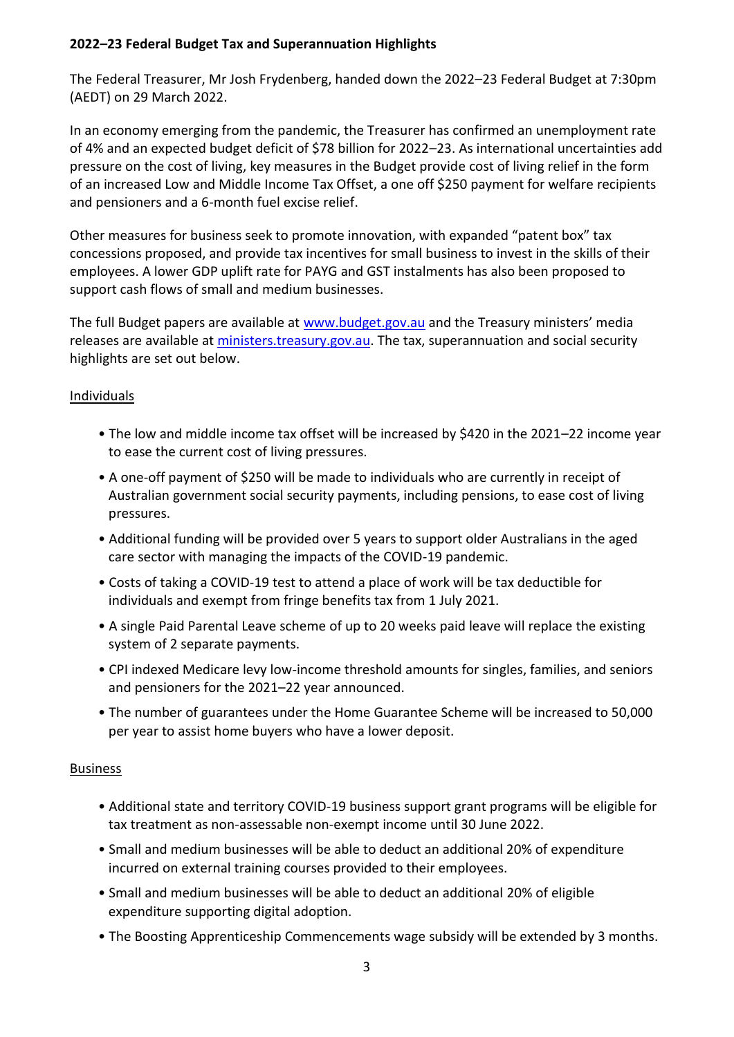**2022–23 Federal Budget Tax and Superannuation Highlights**

The Federal Treasurer, Mr Josh Frydenberg, handed down the 2022–23 Federal Budget at 7:30pm (AEDT) on 29 March 2022.

In an economy emerging from the pandemic, the Treasurer has confirmed an unemployment rate of 4% and an expected budget deficit of $78 billion for 2022–23. As international uncertainties add pressure on the cost of living, key measures in the Budget provide cost of living relief in the form of an increased Low and Middle Income Tax Offset, a one off $250 payment for welfare recipients and pensioners and a 6-month fuel excise relief.

Other measures for business seek to promote innovation, with expanded "patent box" tax concessions proposed, and provide tax incentives for small business to invest in the skills of their employees. A lower GDP uplift rate for PAYG and GST instalments has also been proposed to support cash flows of small and medium businesses.

The full Budget papers are available at [www.budget.gov.au](www.budget.gov.au) and the Treasury ministers' media releases are available at [ministers.treasury.gov.au](ministers.treasury.gov.au). The tax, superannuation and social security highlights are set out below.

Individuals

- The low and middle income tax offset will be increased by $420 in the 2021–22 income year to ease the current cost of living pressures.
- A one-off payment of $250 will be made to individuals who are currently in receipt of Australian government social security payments, including pensions, to ease cost of living pressures.
- Additional funding will be provided over 5 years to support older Australians in the aged care sector with managing the impacts of the COVID-19 pandemic.
- Costs of taking a COVID-19 test to attend a place of work will be tax deductible for individuals and exempt from fringe benefits tax from 1 July 2021.
- A single Paid Parental Leave scheme of up to 20 weeks paid leave will replace the existing system of 2 separate payments.
- CPI indexed Medicare levy low-income threshold amounts for singles, families, and seniors and pensioners for the 2021–22 year announced.
- The number of guarantees under the Home Guarantee Scheme will be increased to 50,000 per year to assist home buyers who have a lower deposit.

Business

- Additional state and territory COVID-19 business support grant programs will be eligible for tax treatment as non-assessable non-exempt income until 30 June 2022.
- Small and medium businesses will be able to deduct an additional 20% of expenditure incurred on external training courses provided to their employees.
- Small and medium businesses will be able to deduct an additional 20% of eligible expenditure supporting digital adoption.
- The Boosting Apprenticeship Commencements wage subsidy will be extended by 3 months.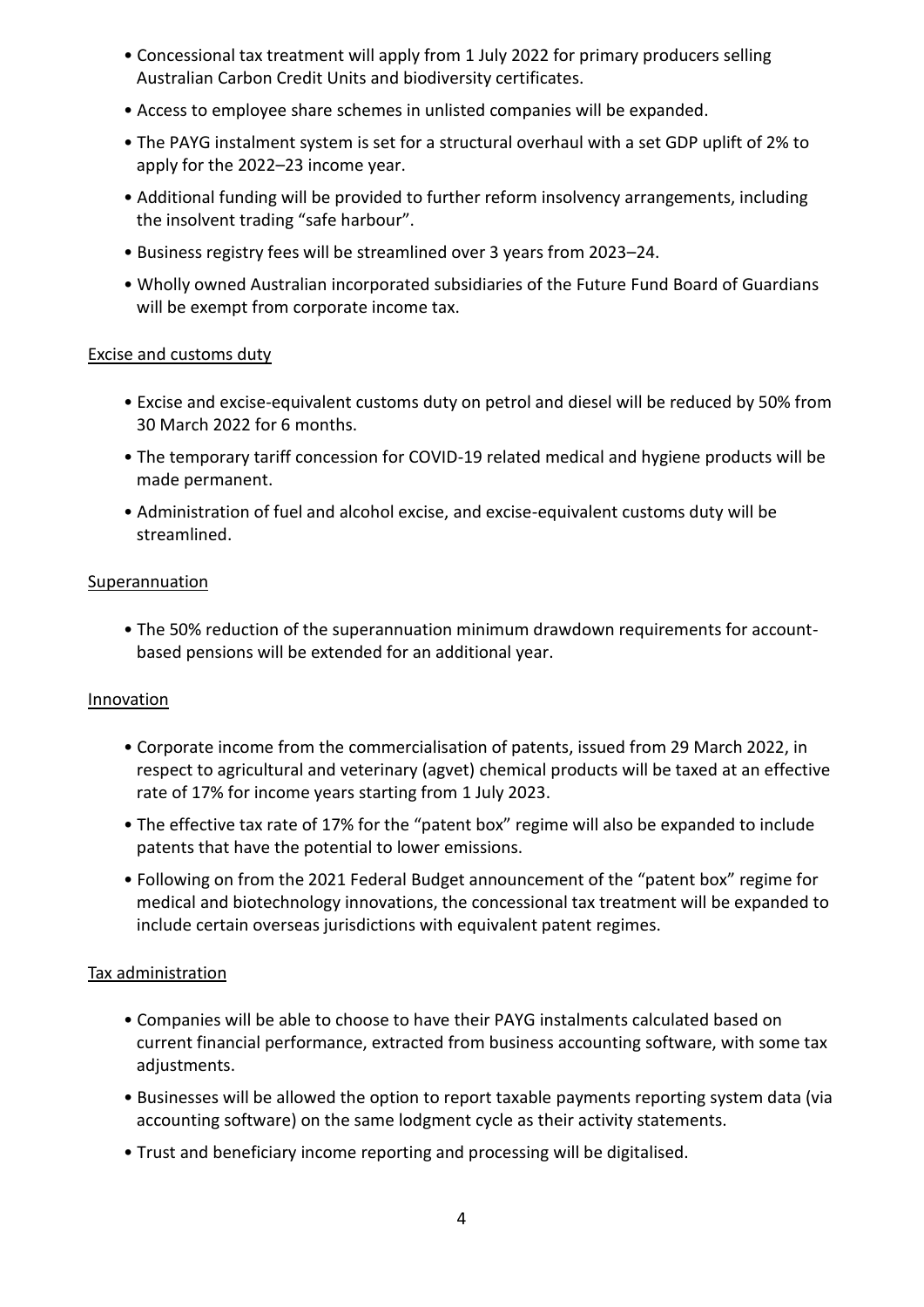- Concessional tax treatment will apply from 1 July 2022 for primary producers selling Australian Carbon Credit Units and biodiversity certificates.
- Access to employee share schemes in unlisted companies will be expanded.
- The PAYG instalment system is set for a structural overhaul with a set GDP uplift of 2% to apply for the 2022–23 income year.
- Additional funding will be provided to further reform insolvency arrangements, including the insolvent trading "safe harbour".
- Business registry fees will be streamlined over 3 years from 2023–24.
- Wholly owned Australian incorporated subsidiaries of the Future Fund Board of Guardians will be exempt from corporate income tax.

<u>Excise and customs duty</u>

- Excise and excise-equivalent customs duty on petrol and diesel will be reduced by 50% from 30 March 2022 for 6 months.
- The temporary tariff concession for COVID-19 related medical and hygiene products will be made permanent.
- Administration of fuel and alcohol excise, and excise-equivalent customs duty will be streamlined.

<u>Superannuation</u>

- The 50% reduction of the superannuation minimum drawdown requirements for account-based pensions will be extended for an additional year.

<u>Innovation</u>

- Corporate income from the commercialisation of patents, issued from 29 March 2022, in respect to agricultural and veterinary (agvet) chemical products will be taxed at an effective rate of 17% for income years starting from 1 July 2023.
- The effective tax rate of 17% for the "patent box" regime will also be expanded to include patents that have the potential to lower emissions.
- Following on from the 2021 Federal Budget announcement of the "patent box" regime for medical and biotechnology innovations, the concessional tax treatment will be expanded to include certain overseas jurisdictions with equivalent patent regimes.

<u>Tax administration</u>

- Companies will be able to choose to have their PAYG instalments calculated based on current financial performance, extracted from business accounting software, with some tax adjustments.
- Businesses will be allowed the option to report taxable payments reporting system data (via accounting software) on the same lodgment cycle as their activity statements.
- Trust and beneficiary income reporting and processing will be digitalised.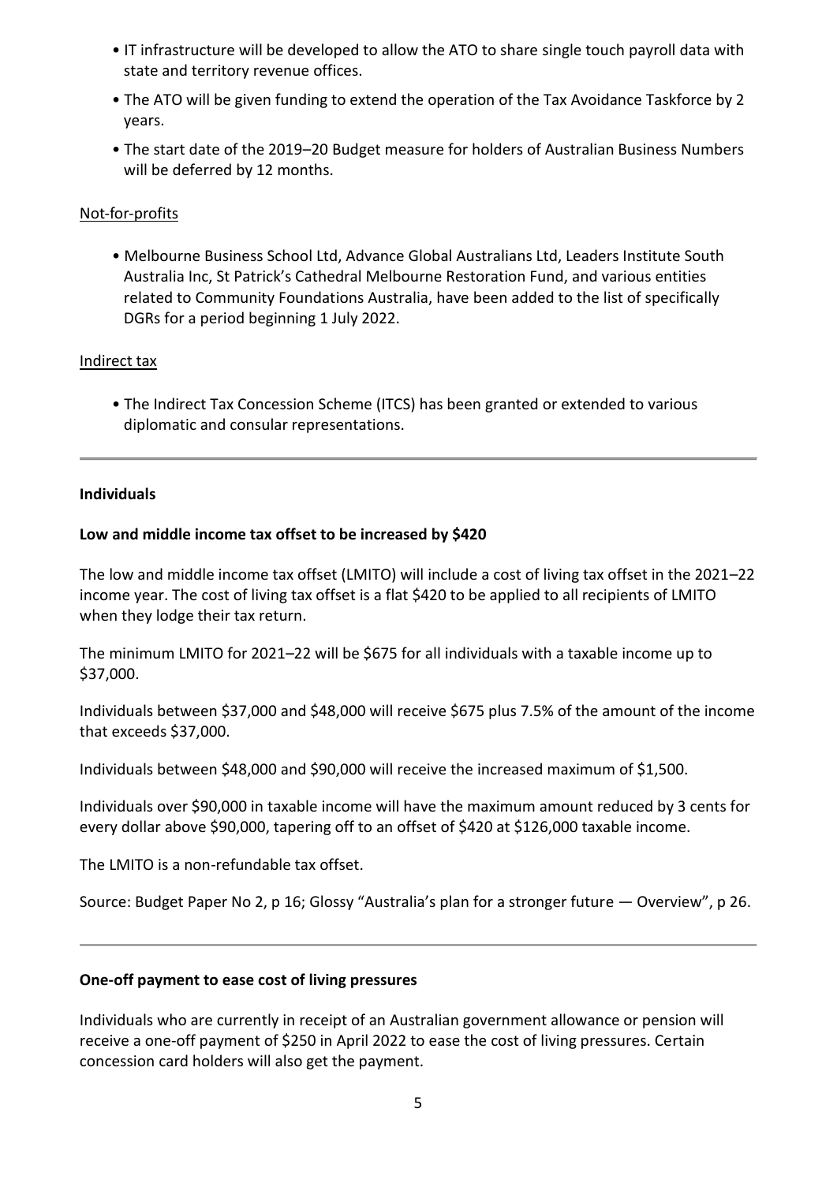- IT infrastructure will be developed to allow the ATO to share single touch payroll data with state and territory revenue offices.
- The ATO will be given funding to extend the operation of the Tax Avoidance Taskforce by 2 years.
- The start date of the 2019–20 Budget measure for holders of Australian Business Numbers will be deferred by 12 months.

Not-for-profits

- Melbourne Business School Ltd, Advance Global Australians Ltd, Leaders Institute South Australia Inc, St Patrick's Cathedral Melbourne Restoration Fund, and various entities related to Community Foundations Australia, have been added to the list of specifically DGRs for a period beginning 1 July 2022.

Indirect tax

- The Indirect Tax Concession Scheme (ITCS) has been granted or extended to various diplomatic and consular representations.

---

## Individuals

### Low and middle income tax offset to be increased by $420

The low and middle income tax offset (LMITO) will include a cost of living tax offset in the 2021–22 income year. The cost of living tax offset is a flat $420 to be applied to all recipients of LMITO when they lodge their tax return.

The minimum LMITO for 2021–22 will be $675 for all individuals with a taxable income up to $37,000.

Individuals between $37,000 and $48,000 will receive $675 plus 7.5% of the amount of the income that exceeds $37,000.

Individuals between $48,000 and $90,000 will receive the increased maximum of $1,500.

Individuals over $90,000 in taxable income will have the maximum amount reduced by 3 cents for every dollar above $90,000, tapering off to an offset of $420 at $126,000 taxable income.

The LMITO is a non-refundable tax offset.

Source: Budget Paper No 2, p 16; Glossy "Australia's plan for a stronger future — Overview", p 26.

---

### One-off payment to ease cost of living pressures

Individuals who are currently in receipt of an Australian government allowance or pension will receive a one-off payment of $250 in April 2022 to ease the cost of living pressures. Certain concession card holders will also get the payment.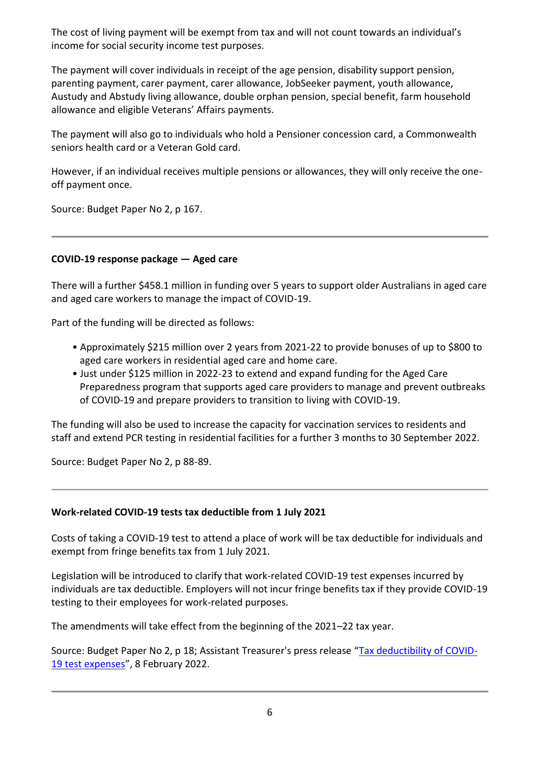The cost of living payment will be exempt from tax and will not count towards an individual's income for social security income test purposes.

The payment will cover individuals in receipt of the age pension, disability support pension, parenting payment, carer payment, carer allowance, JobSeeker payment, youth allowance, Austudy and Abstudy living allowance, double orphan pension, special benefit, farm household allowance and eligible Veterans' Affairs payments.

The payment will also go to individuals who hold a Pensioner concession card, a Commonwealth seniors health card or a Veteran Gold card.

However, if an individual receives multiple pensions or allowances, they will only receive the one-off payment once.

Source: Budget Paper No 2, p 167.

---

**COVID-19 response package — Aged care**

There will a further $458.1 million in funding over 5 years to support older Australians in aged care and aged care workers to manage the impact of COVID-19.

Part of the funding will be directed as follows:

- Approximately $215 million over 2 years from 2021-22 to provide bonuses of up to $800 to aged care workers in residential aged care and home care.
- Just under $125 million in 2022-23 to extend and expand funding for the Aged Care Preparedness program that supports aged care providers to manage and prevent outbreaks of COVID-19 and prepare providers to transition to living with COVID-19.

The funding will also be used to increase the capacity for vaccination services to residents and staff and extend PCR testing in residential facilities for a further 3 months to 30 September 2022.

Source: Budget Paper No 2, p 88-89.

---

**Work-related COVID-19 tests tax deductible from 1 July 2021**

Costs of taking a COVID-19 test to attend a place of work will be tax deductible for individuals and exempt from fringe benefits tax from 1 July 2021.

Legislation will be introduced to clarify that work-related COVID-19 test expenses incurred by individuals are tax deductible. Employers will not incur fringe benefits tax if they provide COVID-19 testing to their employees for work-related purposes.

The amendments will take effect from the beginning of the 2021–22 tax year.

Source: Budget Paper No 2, p 18; Assistant Treasurer's press release "Tax deductibility of COVID-19 test expenses", 8 February 2022.

---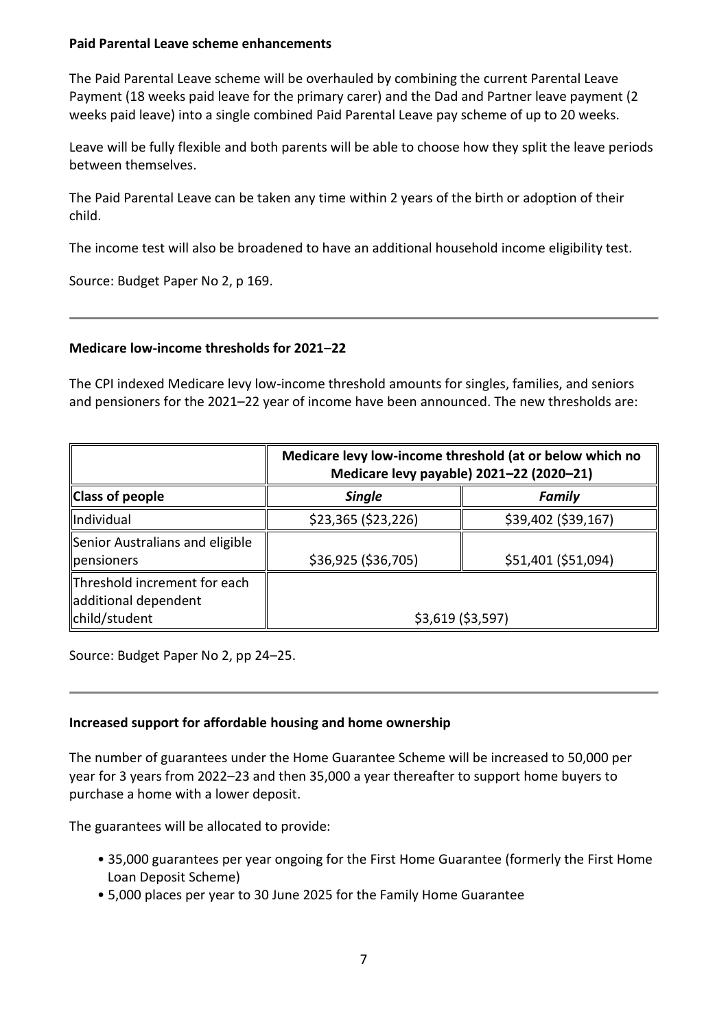**Paid Parental Leave scheme enhancements**

The Paid Parental Leave scheme will be overhauled by combining the current Parental Leave Payment (18 weeks paid leave for the primary carer) and the Dad and Partner leave payment (2 weeks paid leave) into a single combined Paid Parental Leave pay scheme of up to 20 weeks.

Leave will be fully flexible and both parents will be able to choose how they split the leave periods between themselves.

The Paid Parental Leave can be taken any time within 2 years of the birth or adoption of their child.

The income test will also be broadened to have an additional household income eligibility test.

Source: Budget Paper No 2, p 169.

---

**Medicare low-income thresholds for 2021–22**

The CPI indexed Medicare levy low-income threshold amounts for singles, families, and seniors and pensioners for the 2021–22 year of income have been announced. The new thresholds are:

| | **Medicare levy low-income threshold (at or below which no Medicare levy payable) 2021–22 (2020–21)** | |
|---|---|---|
| **Class of people** | ***Single*** | ***Family*** |
| Individual | \$23,365 (\$23,226) | \$39,402 (\$39,167) |
| Senior Australians and eligible pensioners | \$36,925 (\$36,705) | \$51,401 (\$51,094) |
| Threshold increment for each additional dependent child/student | \$3,619 (\$3,597) | |

Source: Budget Paper No 2, pp 24–25.

---

**Increased support for affordable housing and home ownership**

The number of guarantees under the Home Guarantee Scheme will be increased to 50,000 per year for 3 years from 2022–23 and then 35,000 a year thereafter to support home buyers to purchase a home with a lower deposit.

The guarantees will be allocated to provide:

- 35,000 guarantees per year ongoing for the First Home Guarantee (formerly the First Home Loan Deposit Scheme)
- 5,000 places per year to 30 June 2025 for the Family Home Guarantee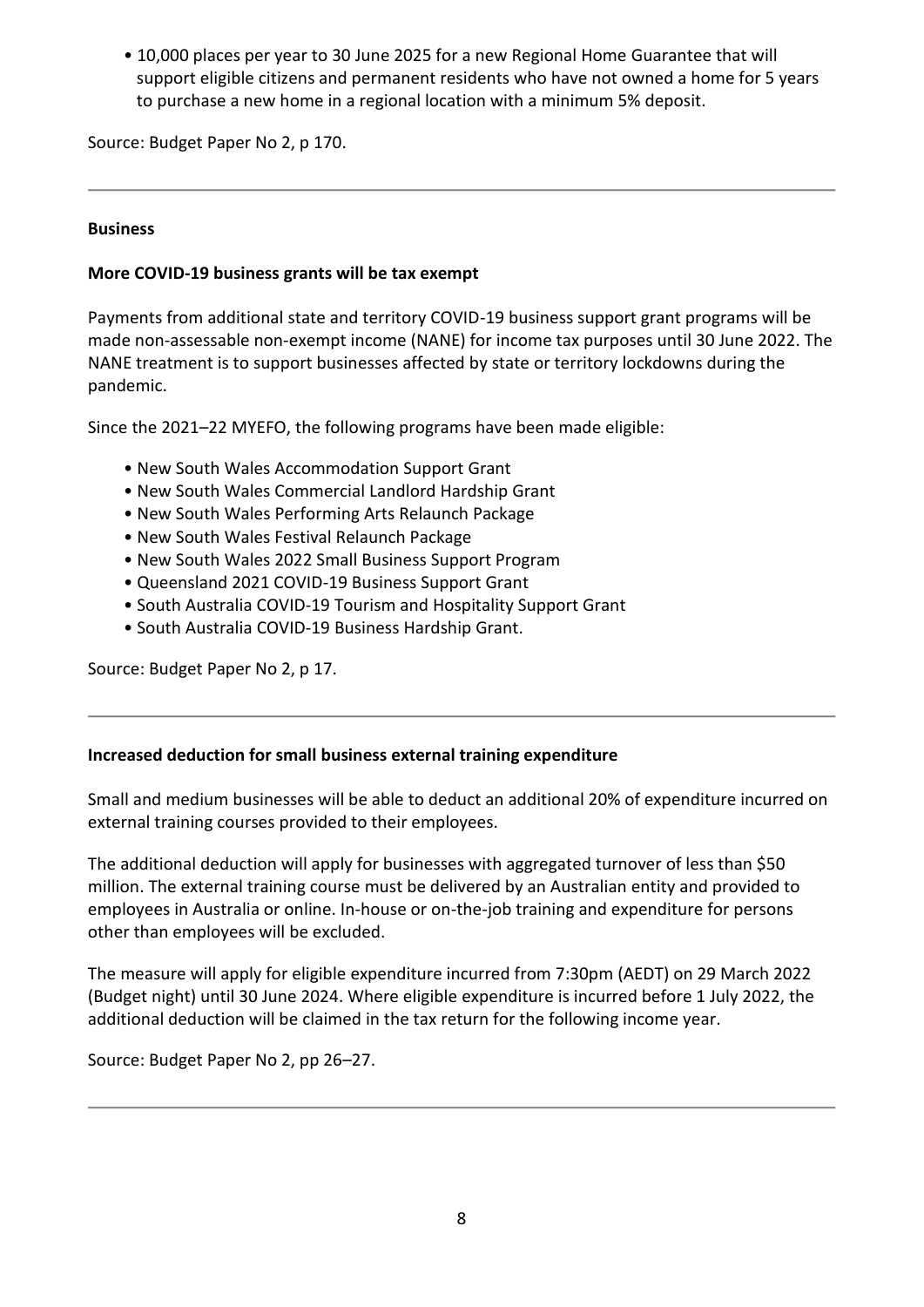- 10,000 places per year to 30 June 2025 for a new Regional Home Guarantee that will support eligible citizens and permanent residents who have not owned a home for 5 years to purchase a new home in a regional location with a minimum 5% deposit.

Source: Budget Paper No 2, p 170.

---

**Business**

**More COVID-19 business grants will be tax exempt**

Payments from additional state and territory COVID-19 business support grant programs will be made non-assessable non-exempt income (NANE) for income tax purposes until 30 June 2022. The NANE treatment is to support businesses affected by state or territory lockdowns during the pandemic.

Since the 2021–22 MYEFO, the following programs have been made eligible:

- New South Wales Accommodation Support Grant
- New South Wales Commercial Landlord Hardship Grant
- New South Wales Performing Arts Relaunch Package
- New South Wales Festival Relaunch Package
- New South Wales 2022 Small Business Support Program
- Queensland 2021 COVID-19 Business Support Grant
- South Australia COVID-19 Tourism and Hospitality Support Grant
- South Australia COVID-19 Business Hardship Grant.

Source: Budget Paper No 2, p 17.

---

**Increased deduction for small business external training expenditure**

Small and medium businesses will be able to deduct an additional 20% of expenditure incurred on external training courses provided to their employees.

The additional deduction will apply for businesses with aggregated turnover of less than $50 million. The external training course must be delivered by an Australian entity and provided to employees in Australia or online. In-house or on-the-job training and expenditure for persons other than employees will be excluded.

The measure will apply for eligible expenditure incurred from 7:30pm (AEDT) on 29 March 2022 (Budget night) until 30 June 2024. Where eligible expenditure is incurred before 1 July 2022, the additional deduction will be claimed in the tax return for the following income year.

Source: Budget Paper No 2, pp 26–27.

---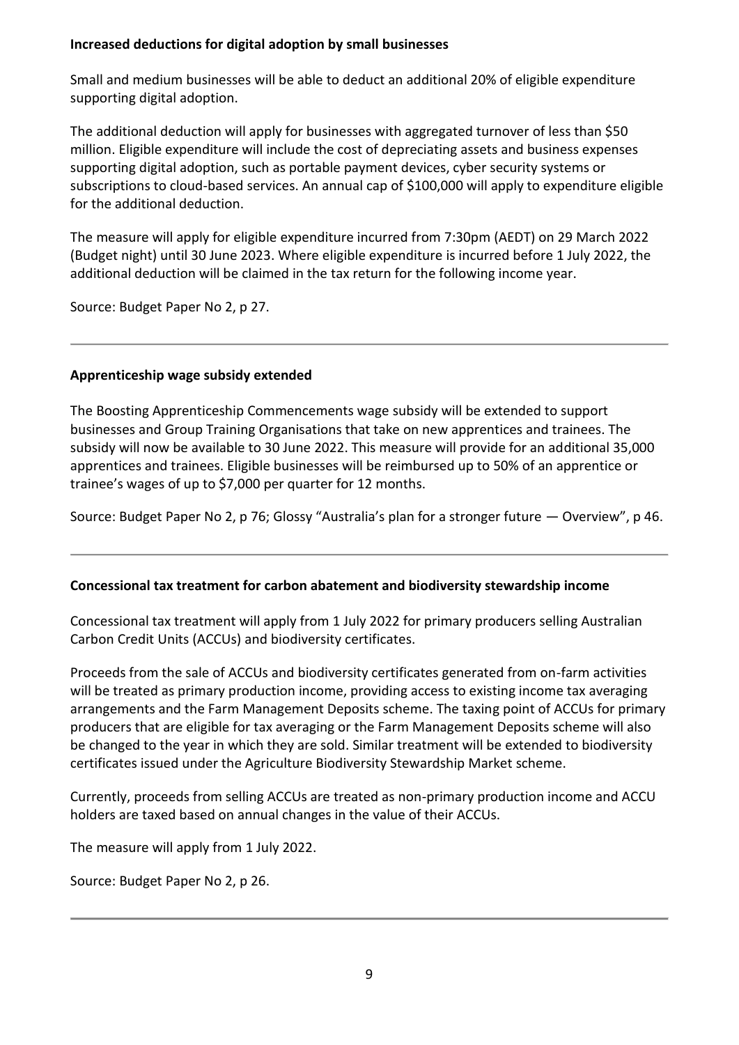**Increased deductions for digital adoption by small businesses**

Small and medium businesses will be able to deduct an additional 20% of eligible expenditure supporting digital adoption.

The additional deduction will apply for businesses with aggregated turnover of less than $50 million. Eligible expenditure will include the cost of depreciating assets and business expenses supporting digital adoption, such as portable payment devices, cyber security systems or subscriptions to cloud-based services. An annual cap of $100,000 will apply to expenditure eligible for the additional deduction.

The measure will apply for eligible expenditure incurred from 7:30pm (AEDT) on 29 March 2022 (Budget night) until 30 June 2023. Where eligible expenditure is incurred before 1 July 2022, the additional deduction will be claimed in the tax return for the following income year.

Source: Budget Paper No 2, p 27.

---

**Apprenticeship wage subsidy extended**

The Boosting Apprenticeship Commencements wage subsidy will be extended to support businesses and Group Training Organisations that take on new apprentices and trainees. The subsidy will now be available to 30 June 2022. This measure will provide for an additional 35,000 apprentices and trainees. Eligible businesses will be reimbursed up to 50% of an apprentice or trainee's wages of up to $7,000 per quarter for 12 months.

Source: Budget Paper No 2, p 76; Glossy "Australia's plan for a stronger future — Overview", p 46.

---

**Concessional tax treatment for carbon abatement and biodiversity stewardship income**

Concessional tax treatment will apply from 1 July 2022 for primary producers selling Australian Carbon Credit Units (ACCUs) and biodiversity certificates.

Proceeds from the sale of ACCUs and biodiversity certificates generated from on-farm activities will be treated as primary production income, providing access to existing income tax averaging arrangements and the Farm Management Deposits scheme. The taxing point of ACCUs for primary producers that are eligible for tax averaging or the Farm Management Deposits scheme will also be changed to the year in which they are sold. Similar treatment will be extended to biodiversity certificates issued under the Agriculture Biodiversity Stewardship Market scheme.

Currently, proceeds from selling ACCUs are treated as non-primary production income and ACCU holders are taxed based on annual changes in the value of their ACCUs.

The measure will apply from 1 July 2022.

Source: Budget Paper No 2, p 26.

---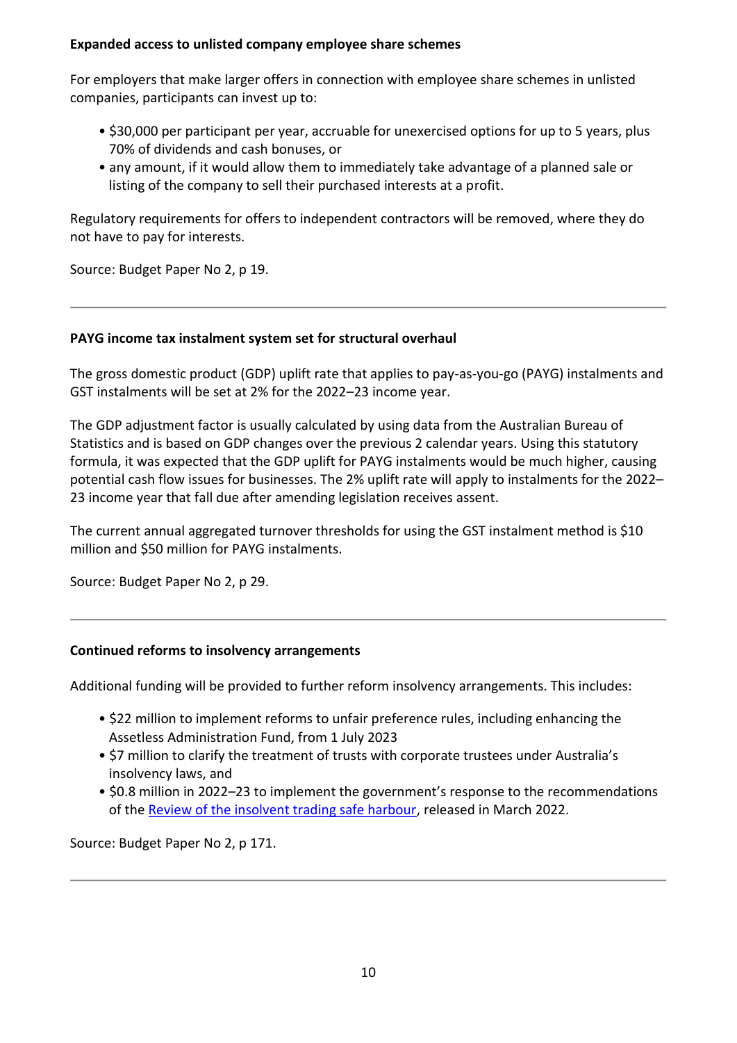**Expanded access to unlisted company employee share schemes**

For employers that make larger offers in connection with employee share schemes in unlisted companies, participants can invest up to:

- $30,000 per participant per year, accruable for unexercised options for up to 5 years, plus 70% of dividends and cash bonuses, or
- any amount, if it would allow them to immediately take advantage of a planned sale or listing of the company to sell their purchased interests at a profit.

Regulatory requirements for offers to independent contractors will be removed, where they do not have to pay for interests.

Source: Budget Paper No 2, p 19.

---

**PAYG income tax instalment system set for structural overhaul**

The gross domestic product (GDP) uplift rate that applies to pay-as-you-go (PAYG) instalments and GST instalments will be set at 2% for the 2022–23 income year.

The GDP adjustment factor is usually calculated by using data from the Australian Bureau of Statistics and is based on GDP changes over the previous 2 calendar years. Using this statutory formula, it was expected that the GDP uplift for PAYG instalments would be much higher, causing potential cash flow issues for businesses. The 2% uplift rate will apply to instalments for the 2022–23 income year that fall due after amending legislation receives assent.

The current annual aggregated turnover thresholds for using the GST instalment method is $10 million and $50 million for PAYG instalments.

Source: Budget Paper No 2, p 29.

---

**Continued reforms to insolvency arrangements**

Additional funding will be provided to further reform insolvency arrangements. This includes:

- $22 million to implement reforms to unfair preference rules, including enhancing the Assetless Administration Fund, from 1 July 2023
- $7 million to clarify the treatment of trusts with corporate trustees under Australia's insolvency laws, and
- $0.8 million in 2022–23 to implement the government's response to the recommendations of the Review of the insolvent trading safe harbour, released in March 2022.

Source: Budget Paper No 2, p 171.

---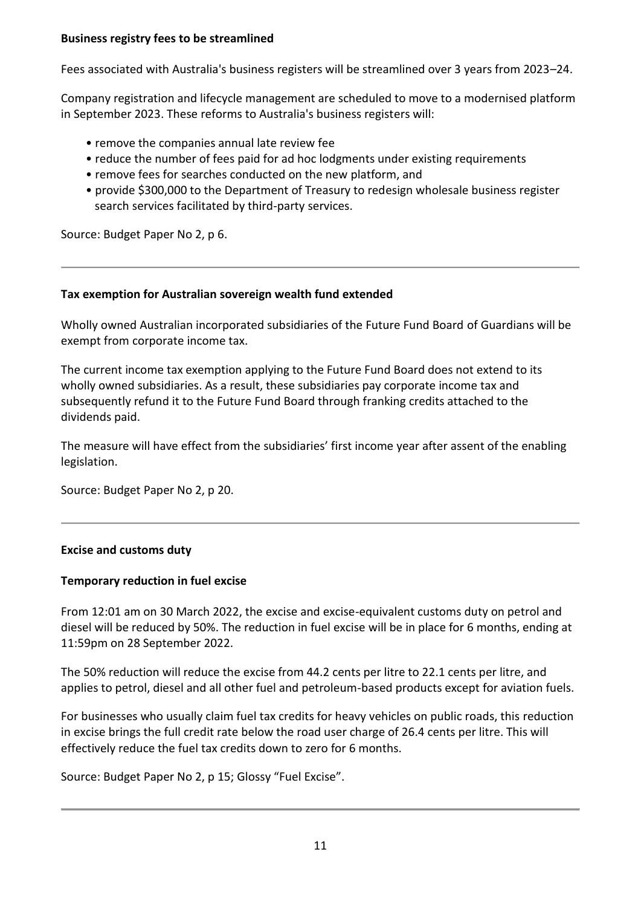**Business registry fees to be streamlined**

Fees associated with Australia's business registers will be streamlined over 3 years from 2023–24.

Company registration and lifecycle management are scheduled to move to a modernised platform in September 2023. These reforms to Australia's business registers will:

- remove the companies annual late review fee
- reduce the number of fees paid for ad hoc lodgments under existing requirements
- remove fees for searches conducted on the new platform, and
- provide $300,000 to the Department of Treasury to redesign wholesale business register search services facilitated by third-party services.

Source: Budget Paper No 2, p 6.

---

**Tax exemption for Australian sovereign wealth fund extended**

Wholly owned Australian incorporated subsidiaries of the Future Fund Board of Guardians will be exempt from corporate income tax.

The current income tax exemption applying to the Future Fund Board does not extend to its wholly owned subsidiaries. As a result, these subsidiaries pay corporate income tax and subsequently refund it to the Future Fund Board through franking credits attached to the dividends paid.

The measure will have effect from the subsidiaries' first income year after assent of the enabling legislation.

Source: Budget Paper No 2, p 20.

---

**Excise and customs duty**

**Temporary reduction in fuel excise**

From 12:01 am on 30 March 2022, the excise and excise-equivalent customs duty on petrol and diesel will be reduced by 50%. The reduction in fuel excise will be in place for 6 months, ending at 11:59pm on 28 September 2022.

The 50% reduction will reduce the excise from 44.2 cents per litre to 22.1 cents per litre, and applies to petrol, diesel and all other fuel and petroleum-based products except for aviation fuels.

For businesses who usually claim fuel tax credits for heavy vehicles on public roads, this reduction in excise brings the full credit rate below the road user charge of 26.4 cents per litre. This will effectively reduce the fuel tax credits down to zero for 6 months.

Source: Budget Paper No 2, p 15; Glossy "Fuel Excise".

---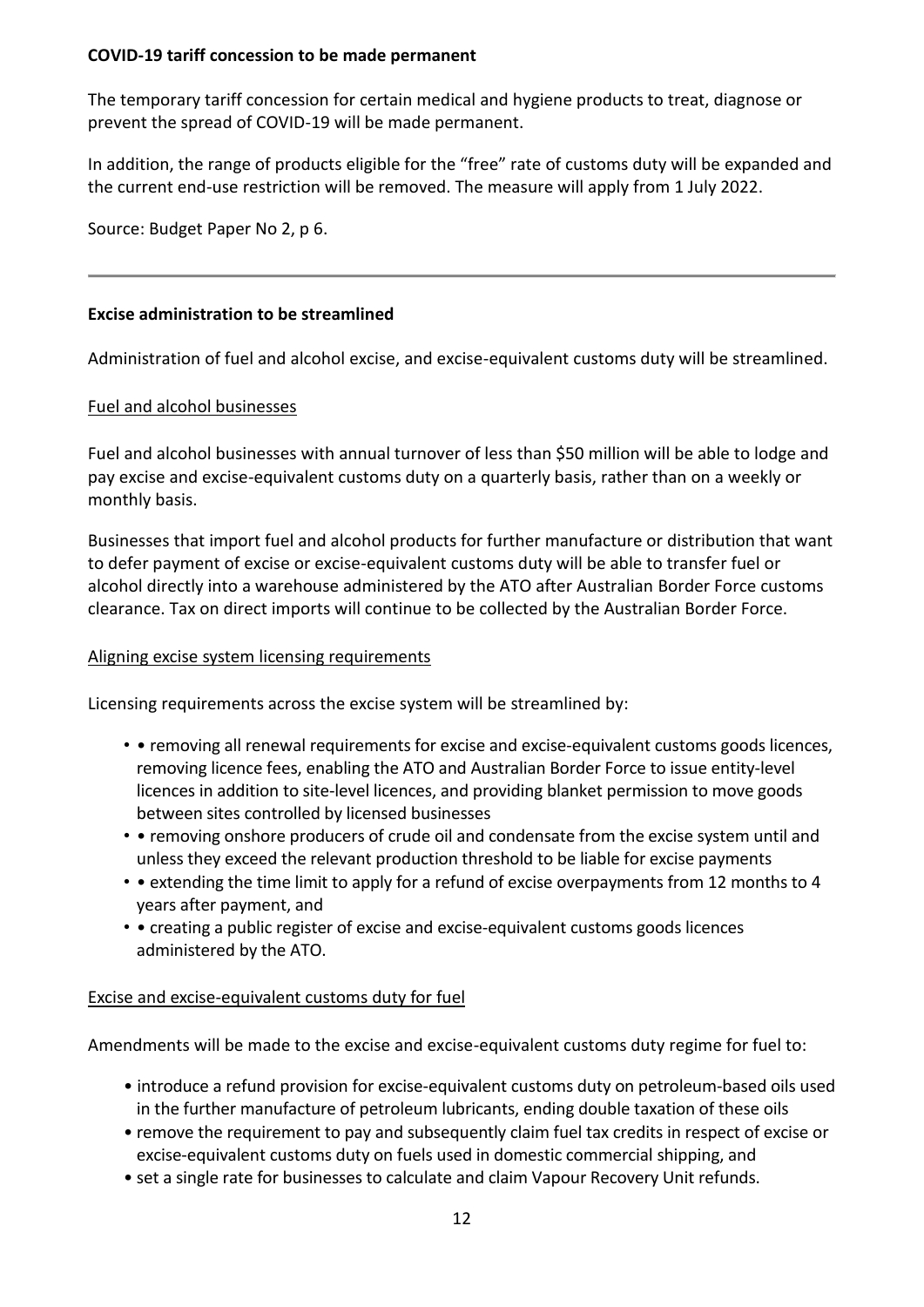**COVID-19 tariff concession to be made permanent**

The temporary tariff concession for certain medical and hygiene products to treat, diagnose or prevent the spread of COVID-19 will be made permanent.

In addition, the range of products eligible for the "free" rate of customs duty will be expanded and the current end-use restriction will be removed. The measure will apply from 1 July 2022.

Source: Budget Paper No 2, p 6.

---

**Excise administration to be streamlined**

Administration of fuel and alcohol excise, and excise-equivalent customs duty will be streamlined.

<u>Fuel and alcohol businesses</u>

Fuel and alcohol businesses with annual turnover of less than $50 million will be able to lodge and pay excise and excise-equivalent customs duty on a quarterly basis, rather than on a weekly or monthly basis.

Businesses that import fuel and alcohol products for further manufacture or distribution that want to defer payment of excise or excise-equivalent customs duty will be able to transfer fuel or alcohol directly into a warehouse administered by the ATO after Australian Border Force customs clearance. Tax on direct imports will continue to be collected by the Australian Border Force.

<u>Aligning excise system licensing requirements</u>

Licensing requirements across the excise system will be streamlined by:

- • removing all renewal requirements for excise and excise-equivalent customs goods licences, removing licence fees, enabling the ATO and Australian Border Force to issue entity-level licences in addition to site-level licences, and providing blanket permission to move goods between sites controlled by licensed businesses
- • removing onshore producers of crude oil and condensate from the excise system until and unless they exceed the relevant production threshold to be liable for excise payments
- • extending the time limit to apply for a refund of excise overpayments from 12 months to 4 years after payment, and
- • creating a public register of excise and excise-equivalent customs goods licences administered by the ATO.

<u>Excise and excise-equivalent customs duty for fuel</u>

Amendments will be made to the excise and excise-equivalent customs duty regime for fuel to:

- introduce a refund provision for excise-equivalent customs duty on petroleum-based oils used in the further manufacture of petroleum lubricants, ending double taxation of these oils
- remove the requirement to pay and subsequently claim fuel tax credits in respect of excise or excise-equivalent customs duty on fuels used in domestic commercial shipping, and
- set a single rate for businesses to calculate and claim Vapour Recovery Unit refunds.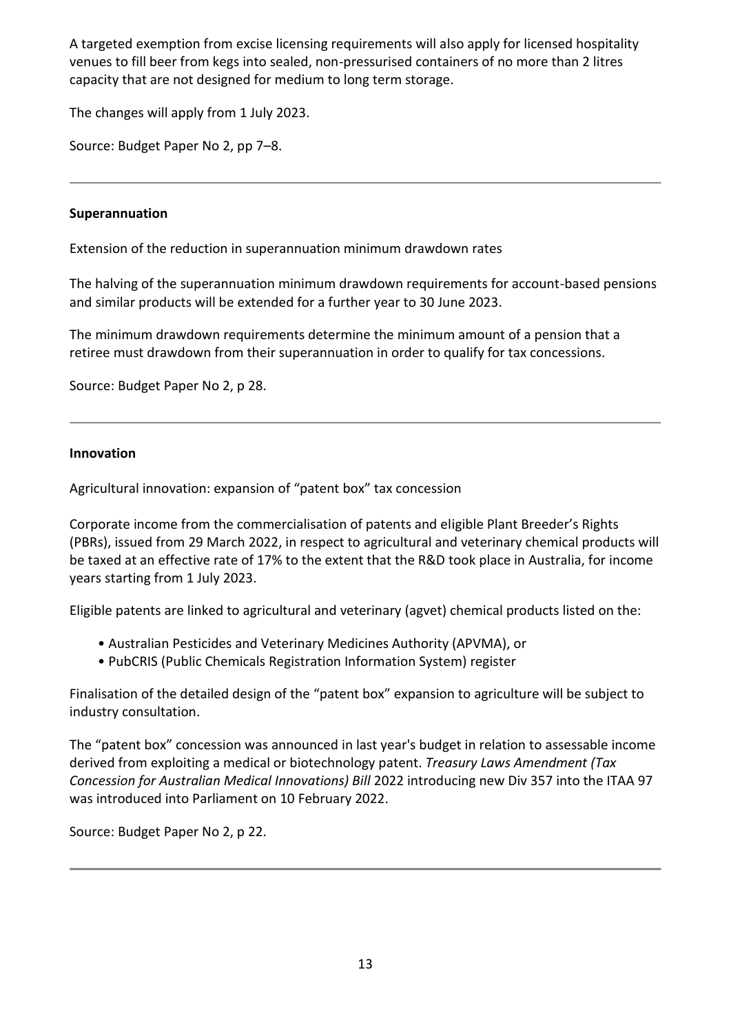A targeted exemption from excise licensing requirements will also apply for licensed hospitality venues to fill beer from kegs into sealed, non-pressurised containers of no more than 2 litres capacity that are not designed for medium to long term storage.

The changes will apply from 1 July 2023.

Source: Budget Paper No 2, pp 7–8.

---

**Superannuation**

Extension of the reduction in superannuation minimum drawdown rates

The halving of the superannuation minimum drawdown requirements for account-based pensions and similar products will be extended for a further year to 30 June 2023.

The minimum drawdown requirements determine the minimum amount of a pension that a retiree must drawdown from their superannuation in order to qualify for tax concessions.

Source: Budget Paper No 2, p 28.

---

**Innovation**

Agricultural innovation: expansion of "patent box" tax concession

Corporate income from the commercialisation of patents and eligible Plant Breeder's Rights (PBRs), issued from 29 March 2022, in respect to agricultural and veterinary chemical products will be taxed at an effective rate of 17% to the extent that the R&D took place in Australia, for income years starting from 1 July 2023.

Eligible patents are linked to agricultural and veterinary (agvet) chemical products listed on the:

- Australian Pesticides and Veterinary Medicines Authority (APVMA), or
- PubCRIS (Public Chemicals Registration Information System) register

Finalisation of the detailed design of the "patent box" expansion to agriculture will be subject to industry consultation.

The "patent box" concession was announced in last year's budget in relation to assessable income derived from exploiting a medical or biotechnology patent. *Treasury Laws Amendment (Tax Concession for Australian Medical Innovations) Bill* 2022 introducing new Div 357 into the ITAA 97 was introduced into Parliament on 10 February 2022.

Source: Budget Paper No 2, p 22.

---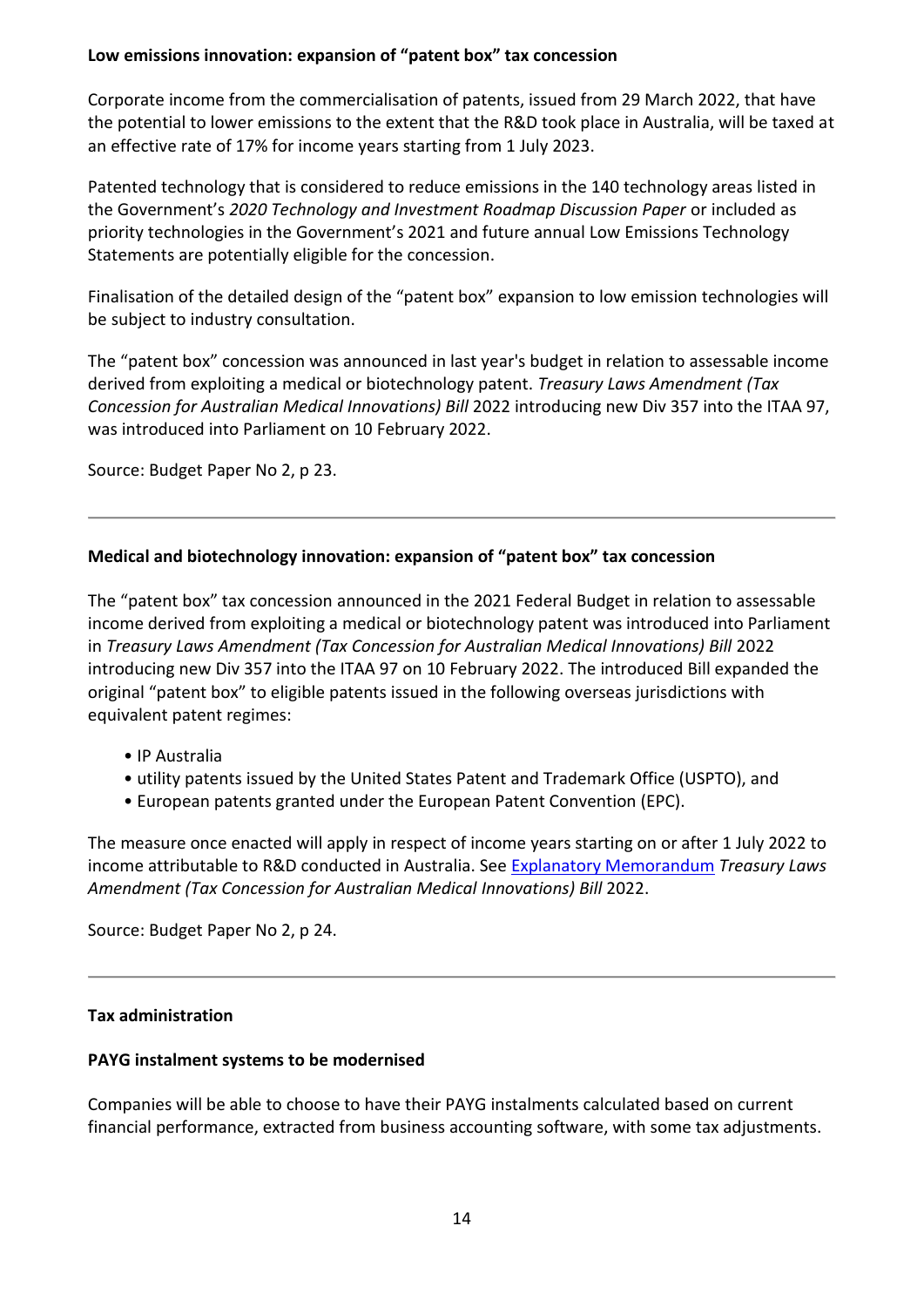**Low emissions innovation: expansion of "patent box" tax concession**

Corporate income from the commercialisation of patents, issued from 29 March 2022, that have the potential to lower emissions to the extent that the R&D took place in Australia, will be taxed at an effective rate of 17% for income years starting from 1 July 2023.

Patented technology that is considered to reduce emissions in the 140 technology areas listed in the Government's *2020 Technology and Investment Roadmap Discussion Paper* or included as priority technologies in the Government's 2021 and future annual Low Emissions Technology Statements are potentially eligible for the concession.

Finalisation of the detailed design of the "patent box" expansion to low emission technologies will be subject to industry consultation.

The "patent box" concession was announced in last year's budget in relation to assessable income derived from exploiting a medical or biotechnology patent. *Treasury Laws Amendment (Tax Concession for Australian Medical Innovations) Bill* 2022 introducing new Div 357 into the ITAA 97, was introduced into Parliament on 10 February 2022.

Source: Budget Paper No 2, p 23.

---

**Medical and biotechnology innovation: expansion of "patent box" tax concession**

The "patent box" tax concession announced in the 2021 Federal Budget in relation to assessable income derived from exploiting a medical or biotechnology patent was introduced into Parliament in *Treasury Laws Amendment (Tax Concession for Australian Medical Innovations) Bill* 2022 introducing new Div 357 into the ITAA 97 on 10 February 2022. The introduced Bill expanded the original "patent box" to eligible patents issued in the following overseas jurisdictions with equivalent patent regimes:

- IP Australia
- utility patents issued by the United States Patent and Trademark Office (USPTO), and
- European patents granted under the European Patent Convention (EPC).

The measure once enacted will apply in respect of income years starting on or after 1 July 2022 to income attributable to R&D conducted in Australia. See Explanatory Memorandum *Treasury Laws Amendment (Tax Concession for Australian Medical Innovations) Bill* 2022.

Source: Budget Paper No 2, p 24.

---

**Tax administration**

**PAYG instalment systems to be modernised**

Companies will be able to choose to have their PAYG instalments calculated based on current financial performance, extracted from business accounting software, with some tax adjustments.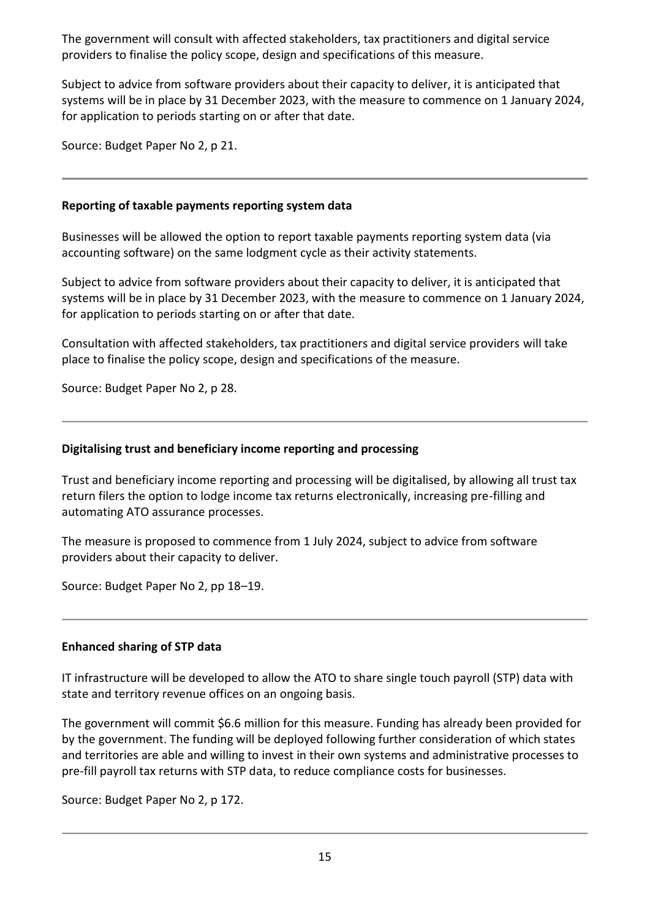The government will consult with affected stakeholders, tax practitioners and digital service providers to finalise the policy scope, design and specifications of this measure.

Subject to advice from software providers about their capacity to deliver, it is anticipated that systems will be in place by 31 December 2023, with the measure to commence on 1 January 2024, for application to periods starting on or after that date.

Source: Budget Paper No 2, p 21.

---

**Reporting of taxable payments reporting system data**

Businesses will be allowed the option to report taxable payments reporting system data (via accounting software) on the same lodgment cycle as their activity statements.

Subject to advice from software providers about their capacity to deliver, it is anticipated that systems will be in place by 31 December 2023, with the measure to commence on 1 January 2024, for application to periods starting on or after that date.

Consultation with affected stakeholders, tax practitioners and digital service providers will take place to finalise the policy scope, design and specifications of the measure.

Source: Budget Paper No 2, p 28.

---

**Digitalising trust and beneficiary income reporting and processing**

Trust and beneficiary income reporting and processing will be digitalised, by allowing all trust tax return filers the option to lodge income tax returns electronically, increasing pre-filling and automating ATO assurance processes.

The measure is proposed to commence from 1 July 2024, subject to advice from software providers about their capacity to deliver.

Source: Budget Paper No 2, pp 18–19.

---

**Enhanced sharing of STP data**

IT infrastructure will be developed to allow the ATO to share single touch payroll (STP) data with state and territory revenue offices on an ongoing basis.

The government will commit $6.6 million for this measure. Funding has already been provided for by the government. The funding will be deployed following further consideration of which states and territories are able and willing to invest in their own systems and administrative processes to pre-fill payroll tax returns with STP data, to reduce compliance costs for businesses.

Source: Budget Paper No 2, p 172.

---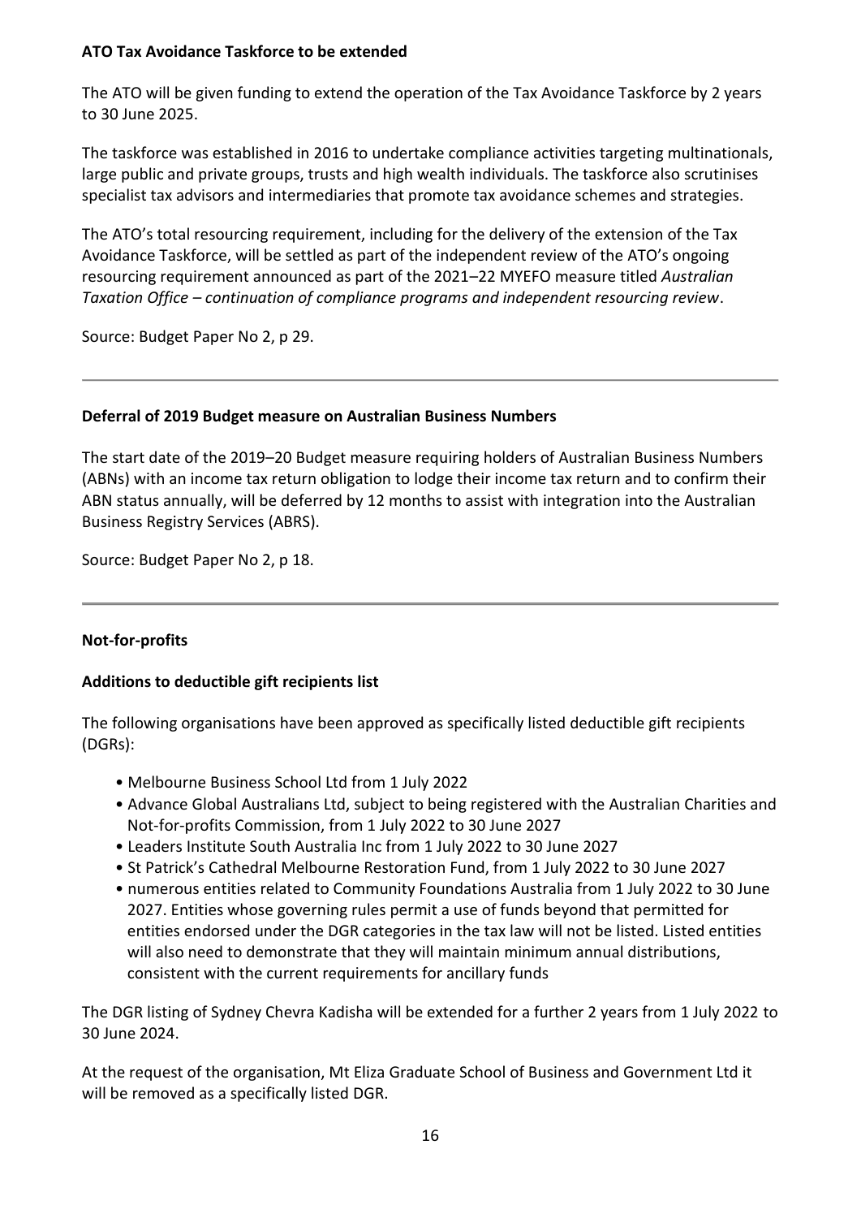**ATO Tax Avoidance Taskforce to be extended**

The ATO will be given funding to extend the operation of the Tax Avoidance Taskforce by 2 years to 30 June 2025.

The taskforce was established in 2016 to undertake compliance activities targeting multinationals, large public and private groups, trusts and high wealth individuals. The taskforce also scrutinises specialist tax advisors and intermediaries that promote tax avoidance schemes and strategies.

The ATO's total resourcing requirement, including for the delivery of the extension of the Tax Avoidance Taskforce, will be settled as part of the independent review of the ATO's ongoing resourcing requirement announced as part of the 2021–22 MYEFO measure titled *Australian Taxation Office – continuation of compliance programs and independent resourcing review*.

Source: Budget Paper No 2, p 29.

---

**Deferral of 2019 Budget measure on Australian Business Numbers**

The start date of the 2019–20 Budget measure requiring holders of Australian Business Numbers (ABNs) with an income tax return obligation to lodge their income tax return and to confirm their ABN status annually, will be deferred by 12 months to assist with integration into the Australian Business Registry Services (ABRS).

Source: Budget Paper No 2, p 18.

---

**Not-for-profits**

**Additions to deductible gift recipients list**

The following organisations have been approved as specifically listed deductible gift recipients (DGRs):

- Melbourne Business School Ltd from 1 July 2022
- Advance Global Australians Ltd, subject to being registered with the Australian Charities and Not-for-profits Commission, from 1 July 2022 to 30 June 2027
- Leaders Institute South Australia Inc from 1 July 2022 to 30 June 2027
- St Patrick's Cathedral Melbourne Restoration Fund, from 1 July 2022 to 30 June 2027
- numerous entities related to Community Foundations Australia from 1 July 2022 to 30 June 2027. Entities whose governing rules permit a use of funds beyond that permitted for entities endorsed under the DGR categories in the tax law will not be listed. Listed entities will also need to demonstrate that they will maintain minimum annual distributions, consistent with the current requirements for ancillary funds

The DGR listing of Sydney Chevra Kadisha will be extended for a further 2 years from 1 July 2022 to 30 June 2024.

At the request of the organisation, Mt Eliza Graduate School of Business and Government Ltd it will be removed as a specifically listed DGR.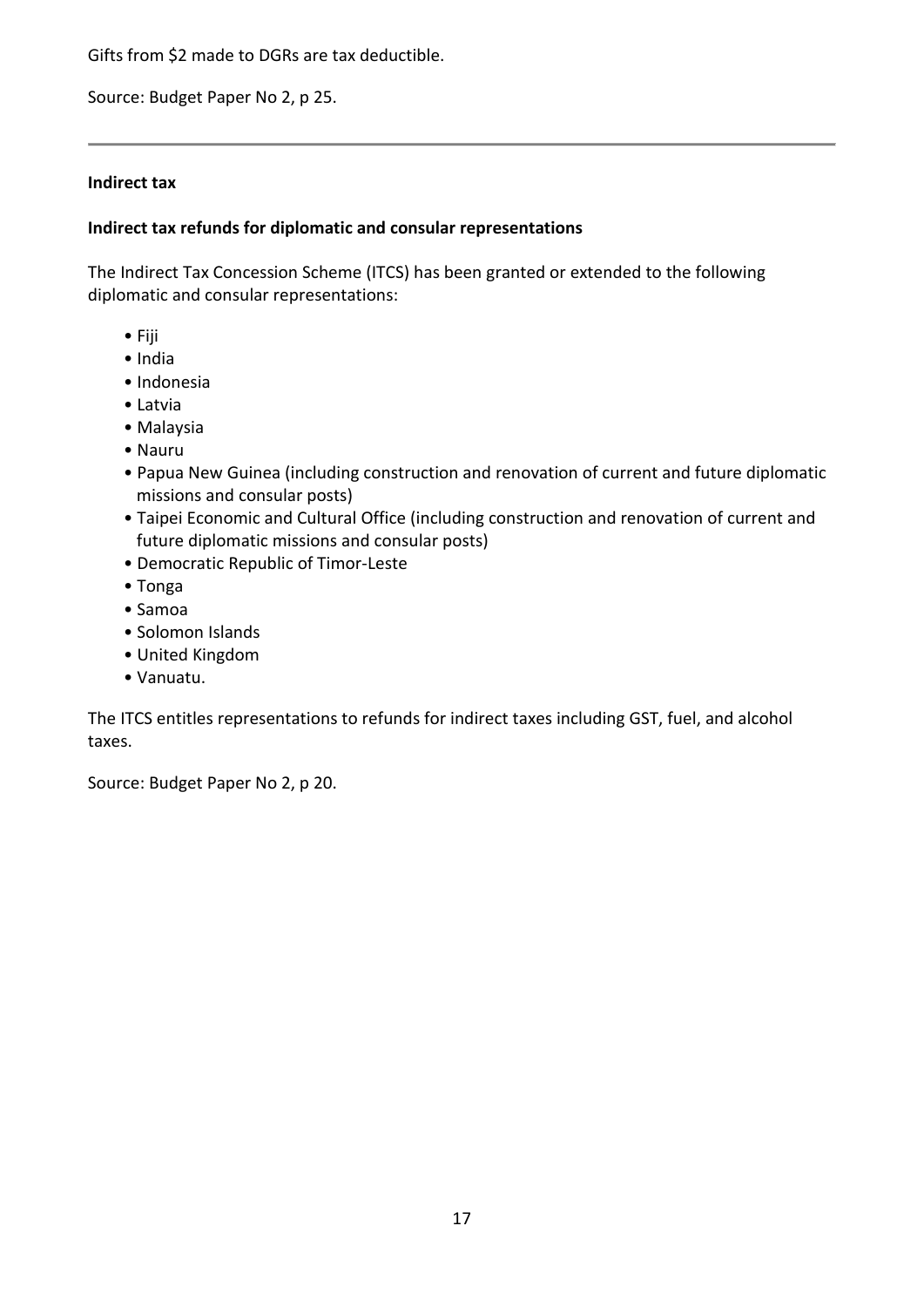Gifts from $2 made to DGRs are tax deductible.

Source: Budget Paper No 2, p 25.

---

**Indirect tax**

**Indirect tax refunds for diplomatic and consular representations**

The Indirect Tax Concession Scheme (ITCS) has been granted or extended to the following diplomatic and consular representations:

- Fiji
- India
- Indonesia
- Latvia
- Malaysia
- Nauru
- Papua New Guinea (including construction and renovation of current and future diplomatic missions and consular posts)
- Taipei Economic and Cultural Office (including construction and renovation of current and future diplomatic missions and consular posts)
- Democratic Republic of Timor-Leste
- Tonga
- Samoa
- Solomon Islands
- United Kingdom
- Vanuatu.

The ITCS entitles representations to refunds for indirect taxes including GST, fuel, and alcohol taxes.

Source: Budget Paper No 2, p 20.